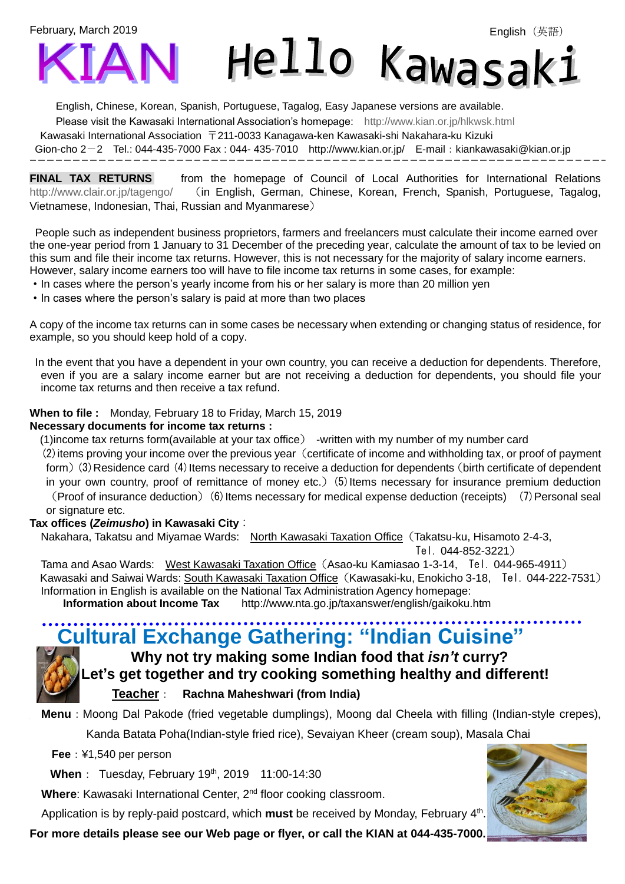February, March 2019

English（英語）

# KIAN Hello Kawasaki

English, Chinese, Korean, Spanish, Portuguese, Tagalog, Easy Japanese versions are available.

Please visit the Kawasaki International Association's homepage: http://www.kian.or.jp/hlkwsk.html

Kawasaki International Association 〒211-0033 Kanagawa-ken Kawasaki-shi Nakahara-ku Kizuki Gion-cho 2－2 Tel.: 044-435-7000 Fax : 044- 435-7010 http://www.kian.or.jp/ E-mail：kiankawasaki@kian.or.jp

---

## FINAL TAX RETURNS

from the homepage of Council of Local Authorities for International Relations http://www.clair.or.jp/tagengo/ （in English, German, Chinese, Korean, French, Spanish, Portuguese, Tagalog, Vietnamese, Indonesian, Thai, Russian and Myanmarese）

People such as independent business proprietors, farmers and freelancers must calculate their income earned over the one-year period from 1 January to 31 December of the preceding year, calculate the amount of tax to be levied on this sum and file their income tax returns. However, this is not necessary for the majority of salary income earners. However, salary income earners too will have to file income tax returns in some cases, for example:

- In cases where the person's yearly income from his or her salary is more than 20 million yen
- In cases where the person's salary is paid at more than two places

A copy of the income tax returns can in some cases be necessary when extending or changing status of residence, for example, so you should keep hold of a copy.

In the event that you have a dependent in your own country, you can receive a deduction for dependents. Therefore, even if you are a salary income earner but are not receiving a deduction for dependents, you should file your income tax returns and then receive a tax refund.

**When to file :** Monday, February 18 to Friday, March 15, 2019

**Necessary documents for income tax returns :**

(1)income tax returns form(available at your tax office） -written with my number of my number card
⑵items proving your income over the previous year（certificate of income and withholding tax, or proof of payment form）⑶Residence card ⑷Items necessary to receive a deduction for dependents（birth certificate of dependent in your own country, proof of remittance of money etc.）⑸Items necessary for insurance premium deduction （Proof of insurance deduction）⑹Items necessary for medical expense deduction (receipts) ⑺Personal seal or signature etc.

**Tax offices (*Zeimusho*) in Kawasaki City**：

Nakahara, Takatsu and Miyamae Wards: North Kawasaki Taxation Office（Takatsu-ku, Hisamoto 2-4-3, Tel. 044-852-3221）

Tama and Asao Wards: West Kawasaki Taxation Office（Asao-ku Kamiasao 1-3-14, Tel. 044-965-4911）

Kawasaki and Saiwai Wards: South Kawasaki Taxation Office（Kawasaki-ku, Enokicho 3-18, Tel. 044-222-7531）

Information in English is available on the National Tax Administration Agency homepage:

**Information about Income Tax** http://www.nta.go.jp/taxanswer/english/gaikoku.htm

---

## Cultural Exchange Gathering: "Indian Cuisine"

**Why not try making some Indian food that *isn't* curry?**
**Let's get together and try cooking something healthy and different!**

**Teacher**： **Rachna Maheshwari (from India)**

**Menu**：Moong Dal Pakode (fried vegetable dumplings), Moong dal Cheela with filling (Indian-style crepes), Kanda Batata Poha(Indian-style fried rice), Sevaiyan Kheer (cream soup), Masala Chai

**Fee**：¥1,540 per person

**When**： Tuesday, February 19th, 2019 11:00-14:30

**Where**: Kawasaki International Center, 2nd floor cooking classroom.

Application is by reply-paid postcard, which **must** be received by Monday, February 4th.

**For more details please see our Web page or flyer, or call the KIAN at 044-435-7000.**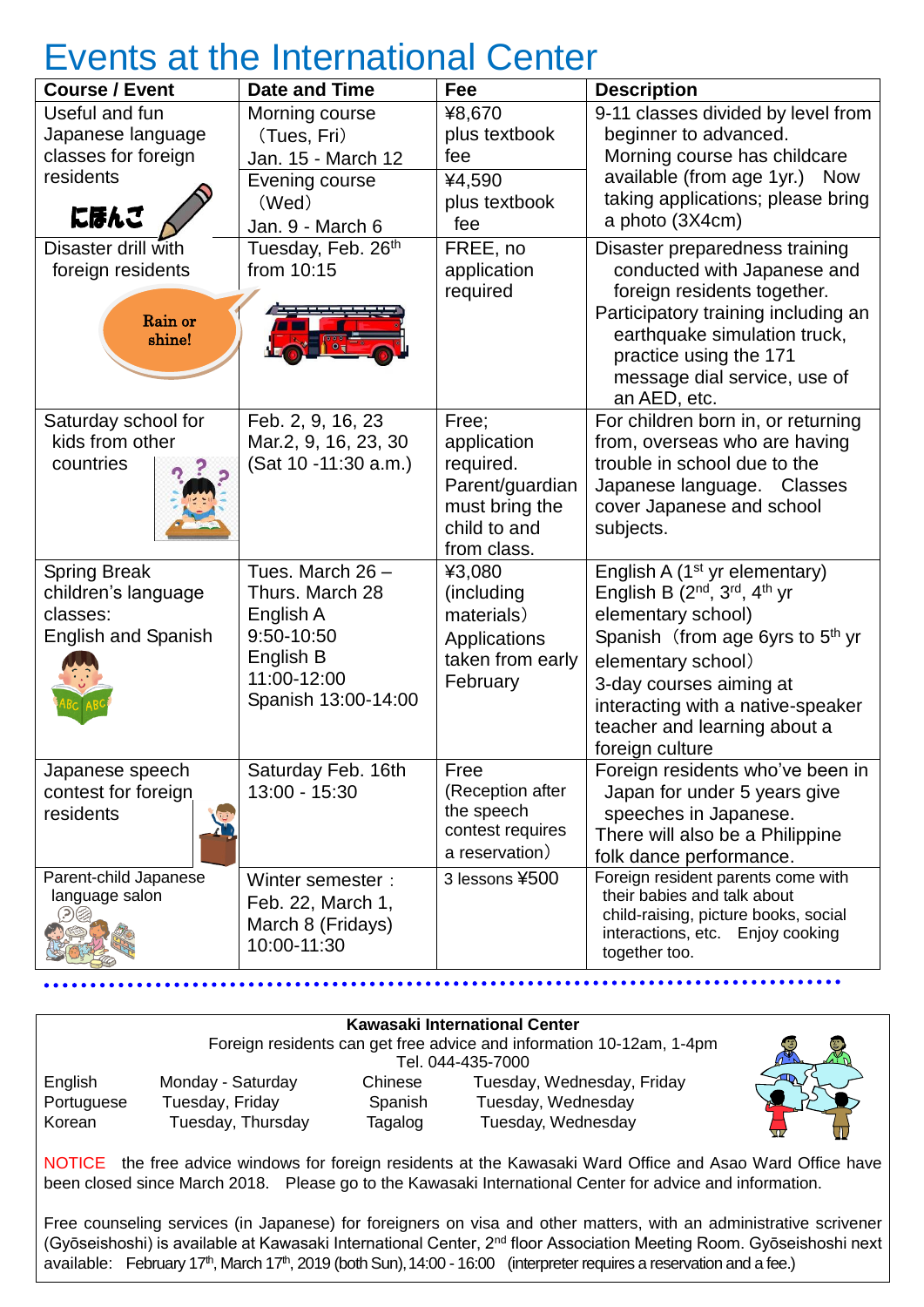# Events at the International Center

| Course / Event | Date and Time | Fee | Description |
| --- | --- | --- | --- |
| Useful and fun Japanese language classes for foreign residents にほんご | Morning course（Tues, Fri）Jan. 15 - March 12 | ¥8,670 plus textbook fee | 9-11 classes divided by level from beginner to advanced. Morning course has childcare available (from age 1yr.) Now taking applications; please bring a photo (3X4cm) |
| | Evening course（Wed）Jan. 9 - March 6 | ¥4,590 plus textbook fee | |
| Disaster drill with foreign residents Rain or shine! | Tuesday, Feb. 26th from 10:15 | FREE, no application required | Disaster preparedness training conducted with Japanese and foreign residents together. Participatory training including an earthquake simulation truck, practice using the 171 message dial service, use of an AED, etc. |
| Saturday school for kids from other countries | Feb. 2, 9, 16, 23 Mar.2, 9, 16, 23, 30 (Sat 10 -11:30 a.m.) | Free; application required. Parent/guardian must bring the child to and from class. | For children born in, or returning from, overseas who are having trouble in school due to the Japanese language. Classes cover Japanese and school subjects. |
| Spring Break children's language classes: English and Spanish | Tues. March 26 – Thurs. March 28 English A 9:50-10:50 English B 11:00-12:00 Spanish 13:00-14:00 | ¥3,080 (including materials) Applications taken from early February | English A (1st yr elementary) English B (2nd, 3rd, 4th yr elementary school) Spanish（from age 6yrs to 5th yr elementary school）3-day courses aiming at interacting with a native-speaker teacher and learning about a foreign culture |
| Japanese speech contest for foreign residents | Saturday Feb. 16th 13:00 - 15:30 | Free (Reception after the speech contest requires a reservation) | Foreign residents who've been in Japan for under 5 years give speeches in Japanese. There will also be a Philippine folk dance performance. |
| Parent-child Japanese language salon | Winter semester： Feb. 22, March 1, March 8 (Fridays) 10:00-11:30 | 3 lessons ¥500 | Foreign resident parents come with their babies and talk about child-raising, picture books, social interactions, etc. Enjoy cooking together too. |

**Kawasaki International Center**

Foreign residents can get free advice and information 10-12am, 1-4pm

Tel. 044-435-7000

| | | | |
| --- | --- | --- | --- |
| English | Monday - Saturday | Chinese | Tuesday, Wednesday, Friday |
| Portuguese | Tuesday, Friday | Spanish | Tuesday, Wednesday |
| Korean | Tuesday, Thursday | Tagalog | Tuesday, Wednesday |

NOTICE the free advice windows for foreign residents at the Kawasaki Ward Office and Asao Ward Office have been closed since March 2018. Please go to the Kawasaki International Center for advice and information.

Free counseling services (in Japanese) for foreigners on visa and other matters, with an administrative scrivener (Gyōseishoshi) is available at Kawasaki International Center, 2nd floor Association Meeting Room. Gyōseishoshi next available: February 17th, March 17th, 2019 (both Sun), 14:00 - 16:00 (interpreter requires a reservation and a fee.)